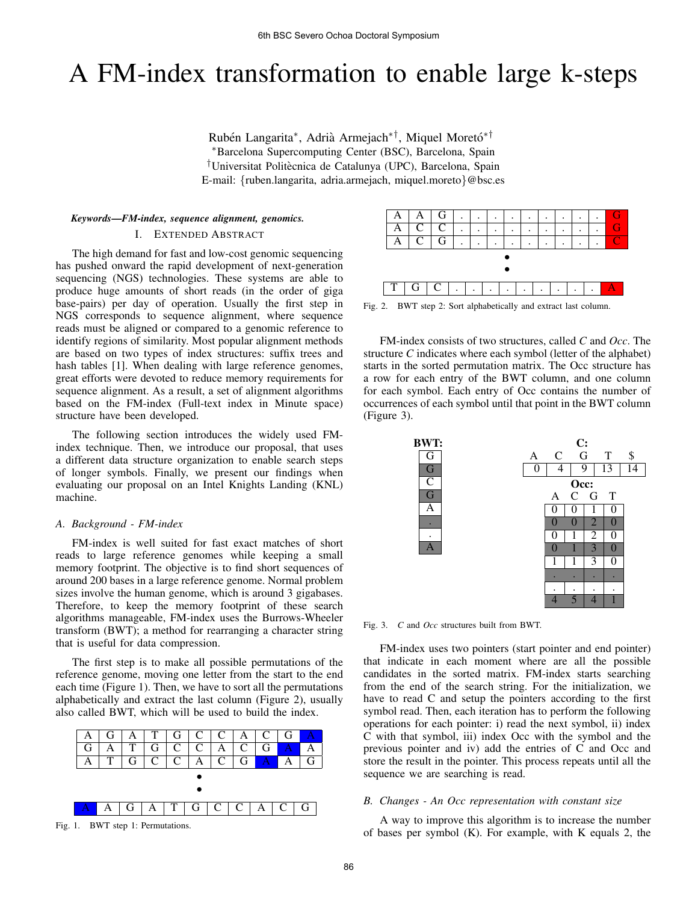# A FM-index transformation to enable large k-steps

Rubén Langarita*, Adrià Armejach*†, Miquel Moretó*†

*Barcelona Supercomputing Center (BSC), Barcelona, Spain

†Universitat Politècnica de Catalunya (UPC), Barcelona, Spain

E-mail: {ruben.langarita, adria.armejach, miquel.moreto}@bsc.es

***Keywords*—FM-index, sequence alignment, genomics.**

## I. Extended Abstract

The high demand for fast and low-cost genomic sequencing has pushed onward the rapid development of next-generation sequencing (NGS) technologies. These systems are able to produce huge amounts of short reads (in the order of giga base-pairs) per day of operation. Usually the first step in NGS corresponds to sequence alignment, where sequence reads must be aligned or compared to a genomic reference to identify regions of similarity. Most popular alignment methods are based on two types of index structures: suffix trees and hash tables [1]. When dealing with large reference genomes, great efforts were devoted to reduce memory requirements for sequence alignment. As a result, a set of alignment algorithms based on the FM-index (Full-text index in Minute space) structure have been developed.

The following section introduces the widely used FM-index technique. Then, we introduce our proposal, that uses a different data structure organization to enable search steps of longer symbols. Finally, we present our findings when evaluating our proposal on an Intel Knights Landing (KNL) machine.

### *A. Background - FM-index*

FM-index is well suited for fast exact matches of short reads to large reference genomes while keeping a small memory footprint. The objective is to find short sequences of around 200 bases in a large reference genome. Normal problem sizes involve the human genome, which is around 3 gigabases. Therefore, to keep the memory footprint of these search algorithms manageable, FM-index uses the Burrows-Wheeler transform (BWT); a method for rearranging a character string that is useful for data compression.

The first step is to make all possible permutations of the reference genome, moving one letter from the start to the end each time (Figure 1). Then, we have to sort all the permutations alphabetically and extract the last column (Figure 2), usually also called BWT, which will be used to build the index.

| A | G | A | T | G | C | C | A | C | G | A |
|---|---|---|---|---|---|---|---|---|---|---|
| G | A | T | G | C | C | A | C | G | A | A |
| A | T | G | C | C | A | C | G | A | A | G |
| • | | | | | | | | | | |
| • | | | | | | | | | | |
| A | A | G | A | T | G | C | C | A | C | G |

Fig. 1. BWT step 1: Permutations.

| A | A | G | . | . | . | . | . | . | . | . | . | . | G |
|---|---|---|---|---|---|---|---|---|---|---|---|---|---|
| A | C | C | . | . | . | . | . | . | . | . | . | . | G |
| A | C | G | . | . | . | . | . | . | . | . | . | . | C |
| • | | | | | | | | | | | | | |
| • | | | | | | | | | | | | | |
| T | G | C | . | . | . | . | . | . | . | . | . | . | A |

Fig. 2. BWT step 2: Sort alphabetically and extract last column.

FM-index consists of two structures, called *C* and *Occ*. The structure *C* indicates where each symbol (letter of the alphabet) starts in the sorted permutation matrix. The Occ structure has a row for each entry of the BWT column, and one column for each symbol. Each entry of Occ contains the number of occurrences of each symbol until that point in the BWT column (Figure 3).

**BWT:**

| BWT |
|---|
| G |
| G |
| C |
| G |
| A |
| . |
| . |
| A |

**C:**

| A | C | G | T | $ |
|---|---|---|---|---|
| 0 | 4 | 9 | 13 | 14 |

**Occ:**

| A | C | G | T |
|---|---|---|---|
| 0 | 0 | 1 | 0 |
| 0 | 0 | 2 | 0 |
| 0 | 1 | 2 | 0 |
| 0 | 1 | 3 | 0 |
| 1 | 1 | 3 | 0 |
| . | . | . | . |
| . | . | . | . |
| 4 | 5 | 4 | 1 |

Fig. 3. *C* and *Occ* structures built from BWT.

FM-index uses two pointers (start pointer and end pointer) that indicate in each moment where are all the possible candidates in the sorted matrix. FM-index starts searching from the end of the search string. For the initialization, we have to read C and setup the pointers according to the first symbol read. Then, each iteration has to perform the following operations for each pointer: i) read the next symbol, ii) index C with that symbol, iii) index Occ with the symbol and the previous pointer and iv) add the entries of C and Occ and store the result in the pointer. This process repeats until all the sequence we are searching is read.

### *B. Changes - An Occ representation with constant size*

A way to improve this algorithm is to increase the number of bases per symbol (K). For example, with K equals 2, the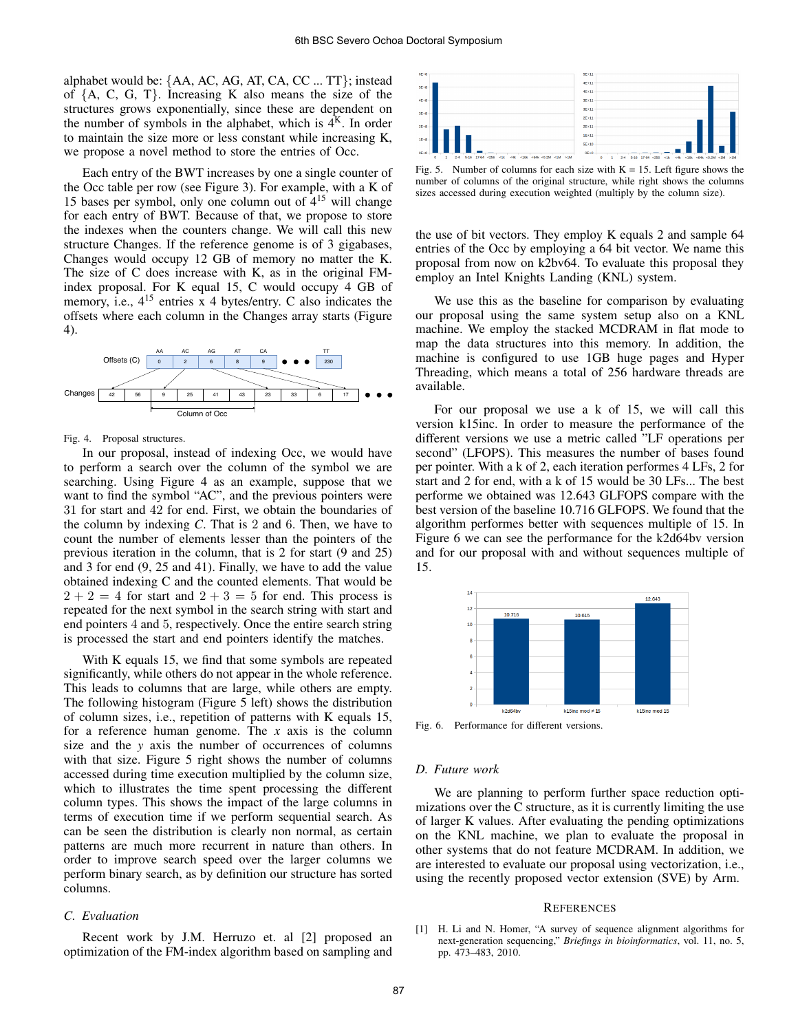alphabet would be: {AA, AC, AG, AT, CA, CC ... TT}; instead of {A, C, G, T}. Increasing K also means the size of the structures grows exponentially, since these are dependent on the number of symbols in the alphabet, which is $4^K$. In order to maintain the size more or less constant while increasing K, we propose a novel method to store the entries of Occ.

Each entry of the BWT increases by one a single counter of the Occ table per row (see Figure 3). For example, with a K of 15 bases per symbol, only one column out of $4^{15}$ will change for each entry of BWT. Because of that, we propose to store the indexes when the counters change. We will call this new structure Changes. If the reference genome is of 3 gigabases, Changes would occupy 12 GB of memory no matter the K. The size of C does increase with K, as in the original FM-index proposal. For K equal 15, C would occupy 4 GB of memory, i.e., $4^{15}$ entries x 4 bytes/entry. C also indicates the offsets where each column in the Changes array starts (Figure 4).

Fig. 4. Proposal structures.

In our proposal, instead of indexing Occ, we would have to perform a search over the column of the symbol we are searching. Using Figure 4 as an example, suppose that we want to find the symbol "AC", and the previous pointers were 31 for start and 42 for end. First, we obtain the boundaries of the column by indexing *C*. That is 2 and 6. Then, we have to count the number of elements lesser than the pointers of the previous iteration in the column, that is 2 for start (9 and 25) and 3 for end (9, 25 and 41). Finally, we have to add the value obtained indexing C and the counted elements. That would be $2 + 2 = 4$ for start and $2 + 3 = 5$ for end. This process is repeated for the next symbol in the search string with start and end pointers 4 and 5, respectively. Once the entire search string is processed the start and end pointers identify the matches.

With K equals 15, we find that some symbols are repeated significantly, while others do not appear in the whole reference. This leads to columns that are large, while others are empty. The following histogram (Figure 5 left) shows the distribution of column sizes, i.e., repetition of patterns with K equals 15, for a reference human genome. The *x* axis is the column size and the *y* axis the number of occurrences of columns with that size. Figure 5 right shows the number of columns accessed during time execution multiplied by the column size, which to illustrates the time spent processing the different column types. This shows the impact of the large columns in terms of execution time if we perform sequential search. As can be seen the distribution is clearly non normal, as certain patterns are much more recurrent in nature than others. In order to improve search speed over the larger columns we perform binary search, as by definition our structure has sorted columns.

### C. Evaluation

Recent work by J.M. Herruzo et. al [2] proposed an optimization of the FM-index algorithm based on sampling and the use of bit vectors. They employ K equals 2 and sample 64 entries of the Occ by employing a 64 bit vector. We name this proposal from now on k2bv64. To evaluate this proposal they employ an Intel Knights Landing (KNL) system.

Fig. 5. Number of columns for each size with K = 15. Left figure shows the number of columns of the original structure, while right shows the columns sizes accessed during execution weighted (multiply by the column size).

We use this as the baseline for comparison by evaluating our proposal using the same system setup also on a KNL machine. We employ the stacked MCDRAM in flat mode to map the data structures into this memory. In addition, the machine is configured to use 1GB huge pages and Hyper Threading, which means a total of 256 hardware threads are available.

For our proposal we use a k of 15, we will call this version k15inc. In order to measure the performance of the different versions we use a metric called "LF operations per second" (LFOPS). This measures the number of bases found per pointer. With a k of 2, each iteration performes 4 LFs, 2 for start and 2 for end, with a k of 15 would be 30 LFs... The best performe we obtained was 12.643 GLFOPS compare with the best version of the baseline 10.716 GLFOPS. We found that the algorithm performes better with sequences multiple of 15. In Figure 6 we can see the performance for the k2d64bv version and for our proposal with and without sequences multiple of 15.

Fig. 6. Performance for different versions.

### D. Future work

We are planning to perform further space reduction optimizations over the C structure, as it is currently limiting the use of larger K values. After evaluating the pending optimizations on the KNL machine, we plan to evaluate the proposal in other systems that do not feature MCDRAM. In addition, we are interested to evaluate our proposal using vectorization, i.e., using the recently proposed vector extension (SVE) by Arm.

## References

[1] H. Li and N. Homer, "A survey of sequence alignment algorithms for next-generation sequencing," *Briefings in bioinformatics*, vol. 11, no. 5, pp. 473–483, 2010.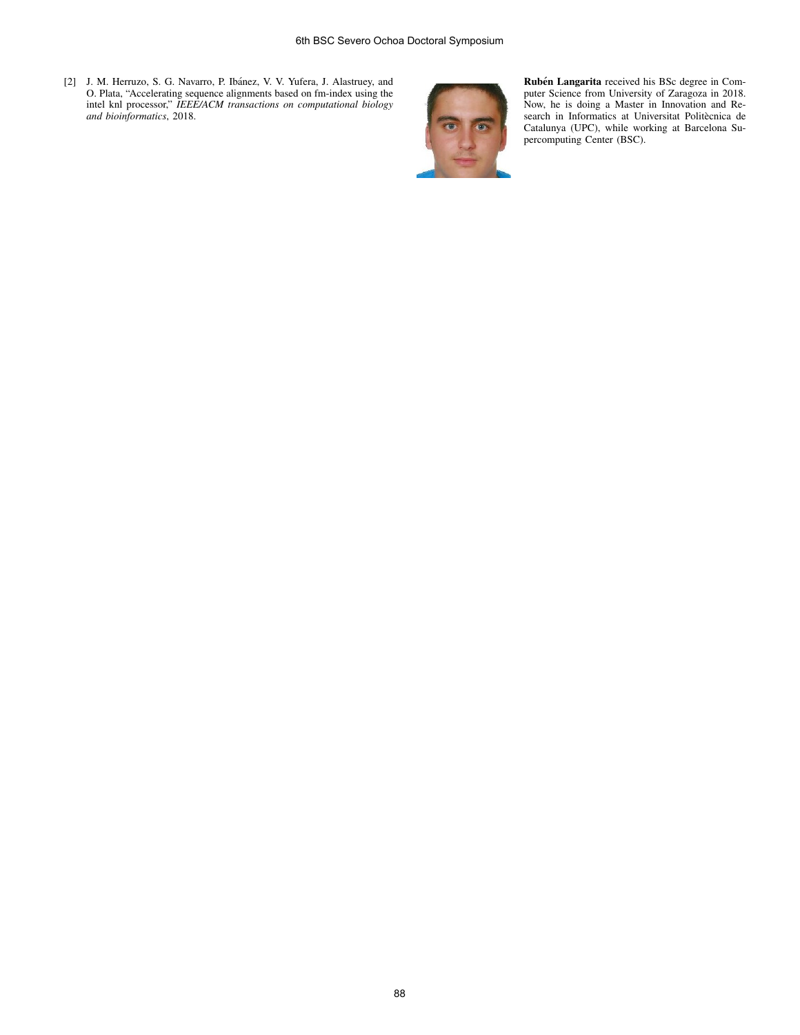[2] J. M. Herruzo, S. G. Navarro, P. Ibánez, V. V. Yufera, J. Alastruey, and O. Plata, "Accelerating sequence alignments based on fm-index using the intel knl processor," *IEEE/ACM transactions on computational biology and bioinformatics*, 2018.

**Rubén Langarita** received his BSc degree in Computer Science from University of Zaragoza in 2018. Now, he is doing a Master in Innovation and Research in Informatics at Universitat Politècnica de Catalunya (UPC), while working at Barcelona Supercomputing Center (BSC).